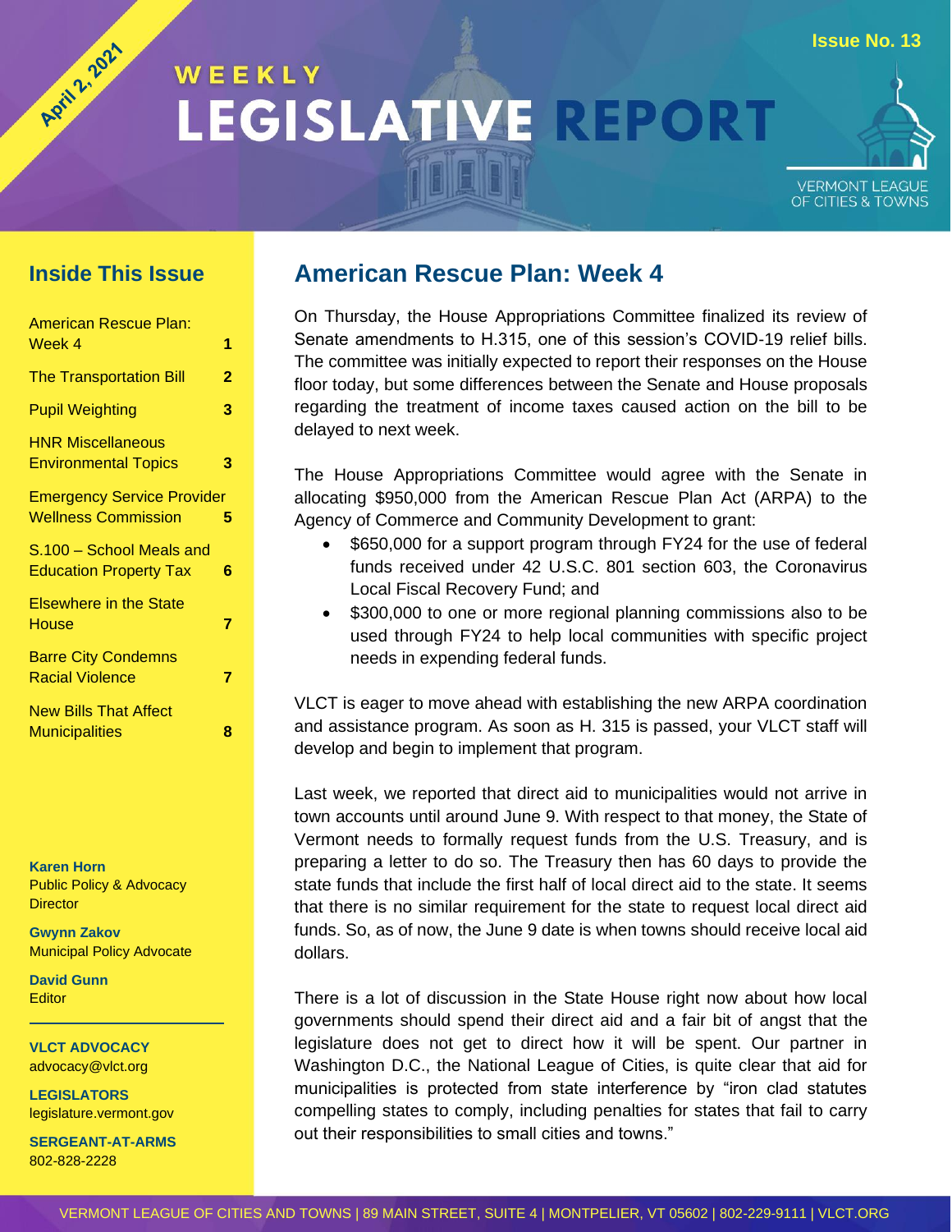April 2, 2021

Issue No. 13

# WEEKLY LEGISLATIVE REPORT

VERMONT LEAGUE OF CITIES & TOWNS

## Inside This Issue

| | |
|---|---|
| American Rescue Plan: Week 4 | 1 |
| The Transportation Bill | 2 |
| Pupil Weighting | 3 |
| HNR Miscellaneous Environmental Topics | 3 |
| Emergency Service Provider Wellness Commission | 5 |
| S.100 – School Meals and Education Property Tax | 6 |
| Elsewhere in the State House | 7 |
| Barre City Condemns Racial Violence | 7 |
| New Bills That Affect Municipalities | 8 |

**Karen Horn**
Public Policy & Advocacy Director

**Gwynn Zakov**
Municipal Policy Advocate

**David Gunn**
Editor

**VLCT ADVOCACY**
advocacy@vlct.org

**LEGISLATORS**
legislature.vermont.gov

**SERGEANT-AT-ARMS**
802-828-2228

## American Rescue Plan: Week 4

On Thursday, the House Appropriations Committee finalized its review of Senate amendments to H.315, one of this session's COVID-19 relief bills. The committee was initially expected to report their responses on the House floor today, but some differences between the Senate and House proposals regarding the treatment of income taxes caused action on the bill to be delayed to next week.

The House Appropriations Committee would agree with the Senate in allocating $950,000 from the American Rescue Plan Act (ARPA) to the Agency of Commerce and Community Development to grant:

- $650,000 for a support program through FY24 for the use of federal funds received under 42 U.S.C. 801 section 603, the Coronavirus Local Fiscal Recovery Fund; and
- $300,000 to one or more regional planning commissions also to be used through FY24 to help local communities with specific project needs in expending federal funds.

VLCT is eager to move ahead with establishing the new ARPA coordination and assistance program. As soon as H. 315 is passed, your VLCT staff will develop and begin to implement that program.

Last week, we reported that direct aid to municipalities would not arrive in town accounts until around June 9. With respect to that money, the State of Vermont needs to formally request funds from the U.S. Treasury, and is preparing a letter to do so. The Treasury then has 60 days to provide the state funds that include the first half of local direct aid to the state. It seems that there is no similar requirement for the state to request local direct aid funds. So, as of now, the June 9 date is when towns should receive local aid dollars.

There is a lot of discussion in the State House right now about how local governments should spend their direct aid and a fair bit of angst that the legislature does not get to direct how it will be spent. Our partner in Washington D.C., the National League of Cities, is quite clear that aid for municipalities is protected from state interference by "iron clad statutes compelling states to comply, including penalties for states that fail to carry out their responsibilities to small cities and towns."

VERMONT LEAGUE OF CITIES AND TOWNS | 89 MAIN STREET, SUITE 4 | MONTPELIER, VT 05602 | 802-229-9111 | VLCT.ORG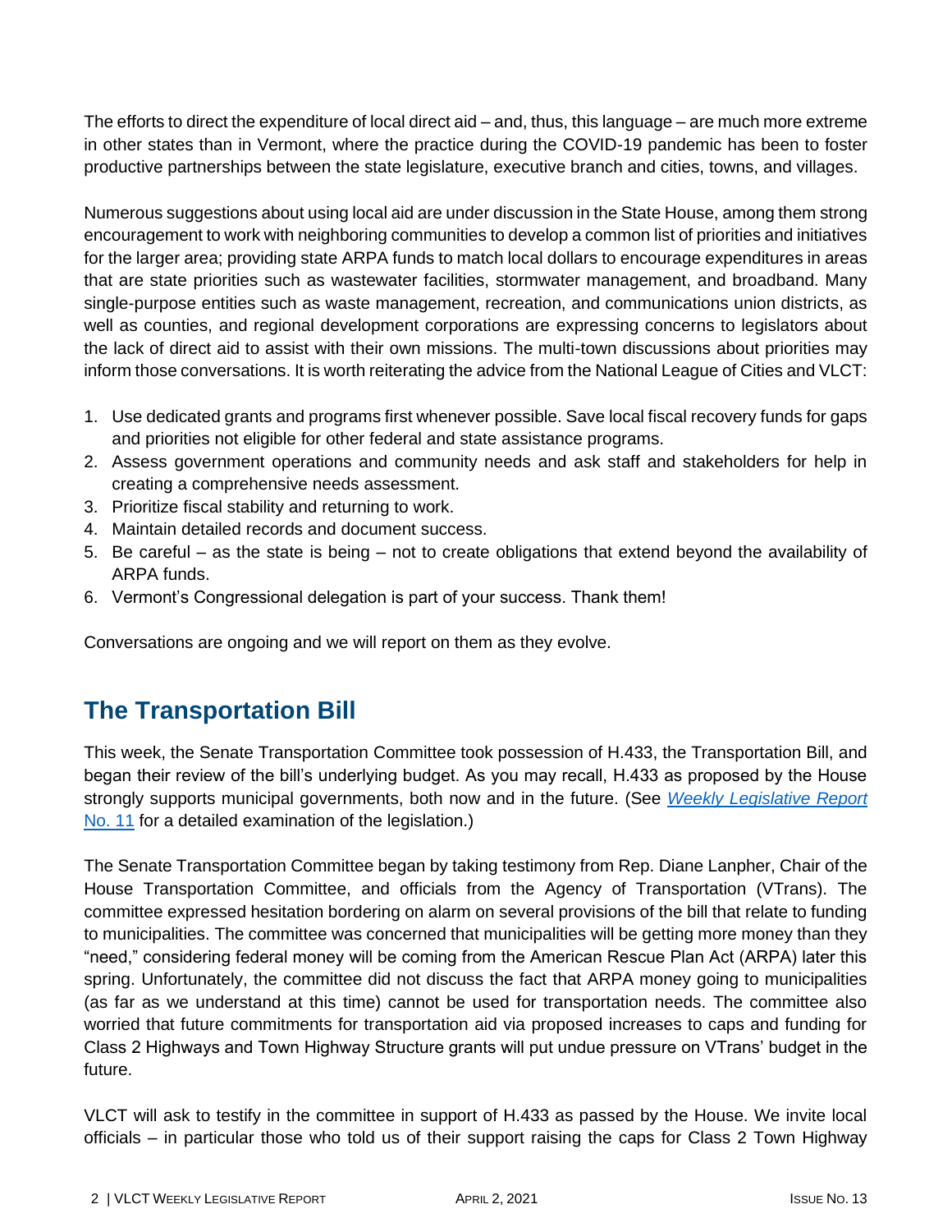The efforts to direct the expenditure of local direct aid – and, thus, this language – are much more extreme in other states than in Vermont, where the practice during the COVID-19 pandemic has been to foster productive partnerships between the state legislature, executive branch and cities, towns, and villages.

Numerous suggestions about using local aid are under discussion in the State House, among them strong encouragement to work with neighboring communities to develop a common list of priorities and initiatives for the larger area; providing state ARPA funds to match local dollars to encourage expenditures in areas that are state priorities such as wastewater facilities, stormwater management, and broadband. Many single-purpose entities such as waste management, recreation, and communications union districts, as well as counties, and regional development corporations are expressing concerns to legislators about the lack of direct aid to assist with their own missions. The multi-town discussions about priorities may inform those conversations. It is worth reiterating the advice from the National League of Cities and VLCT:

1. Use dedicated grants and programs first whenever possible. Save local fiscal recovery funds for gaps and priorities not eligible for other federal and state assistance programs.
2. Assess government operations and community needs and ask staff and stakeholders for help in creating a comprehensive needs assessment.
3. Prioritize fiscal stability and returning to work.
4. Maintain detailed records and document success.
5. Be careful – as the state is being – not to create obligations that extend beyond the availability of ARPA funds.
6. Vermont's Congressional delegation is part of your success. Thank them!

Conversations are ongoing and we will report on them as they evolve.

## The Transportation Bill

This week, the Senate Transportation Committee took possession of H.433, the Transportation Bill, and began their review of the bill's underlying budget. As you may recall, H.433 as proposed by the House strongly supports municipal governments, both now and in the future. (See *Weekly Legislative Report* No. 11 for a detailed examination of the legislation.)

The Senate Transportation Committee began by taking testimony from Rep. Diane Lanpher, Chair of the House Transportation Committee, and officials from the Agency of Transportation (VTrans). The committee expressed hesitation bordering on alarm on several provisions of the bill that relate to funding to municipalities. The committee was concerned that municipalities will be getting more money than they "need," considering federal money will be coming from the American Rescue Plan Act (ARPA) later this spring. Unfortunately, the committee did not discuss the fact that ARPA money going to municipalities (as far as we understand at this time) cannot be used for transportation needs. The committee also worried that future commitments for transportation aid via proposed increases to caps and funding for Class 2 Highways and Town Highway Structure grants will put undue pressure on VTrans' budget in the future.

VLCT will ask to testify in the committee in support of H.433 as passed by the House. We invite local officials – in particular those who told us of their support raising the caps for Class 2 Town Highway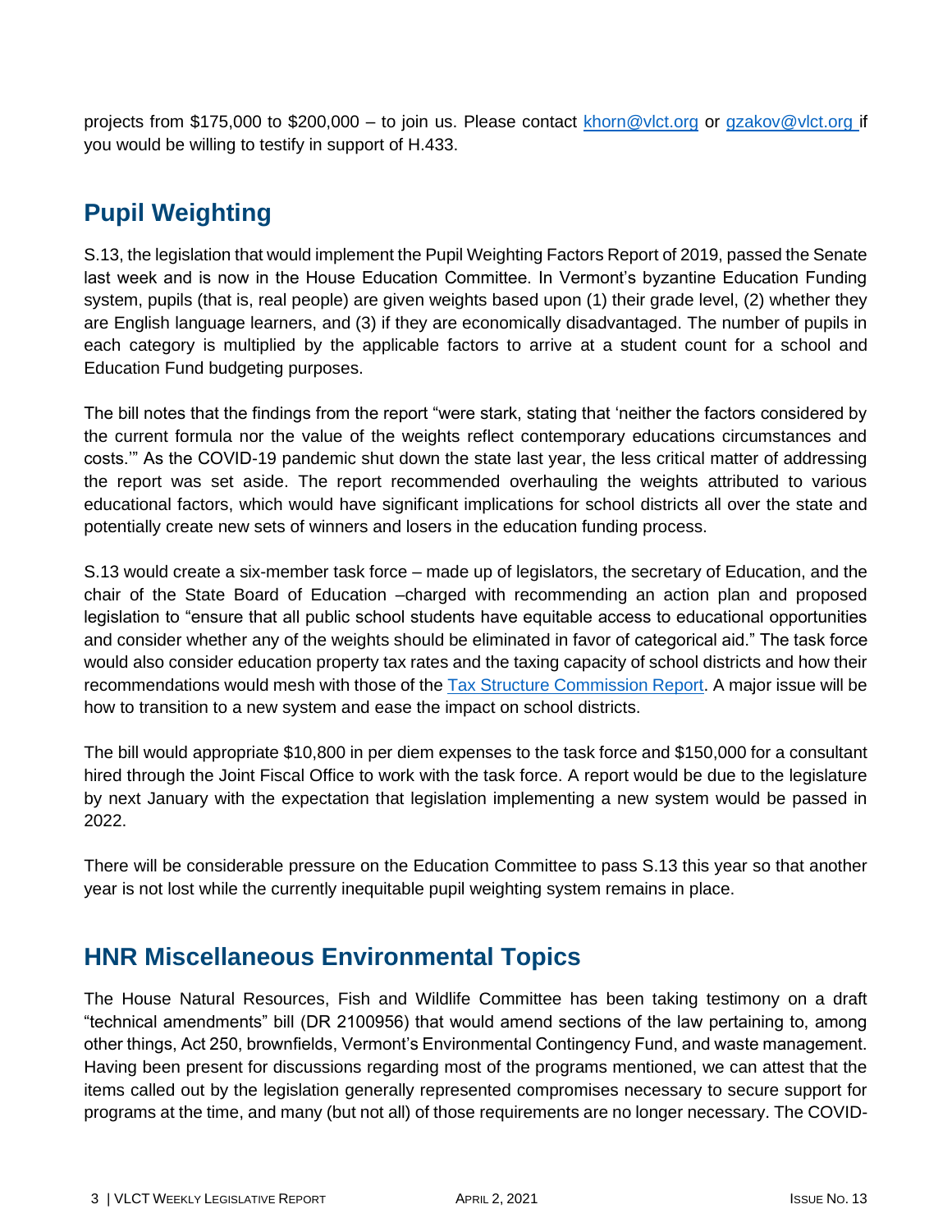projects from $175,000 to $200,000 – to join us. Please contact [khorn@vlct.org](mailto:khorn@vlct.org) or [gzakov@vlct.org](mailto:gzakov@vlct.org) if you would be willing to testify in support of H.433.

## Pupil Weighting

S.13, the legislation that would implement the Pupil Weighting Factors Report of 2019, passed the Senate last week and is now in the House Education Committee. In Vermont's byzantine Education Funding system, pupils (that is, real people) are given weights based upon (1) their grade level, (2) whether they are English language learners, and (3) if they are economically disadvantaged. The number of pupils in each category is multiplied by the applicable factors to arrive at a student count for a school and Education Fund budgeting purposes.

The bill notes that the findings from the report "were stark, stating that 'neither the factors considered by the current formula nor the value of the weights reflect contemporary educations circumstances and costs.'" As the COVID-19 pandemic shut down the state last year, the less critical matter of addressing the report was set aside. The report recommended overhauling the weights attributed to various educational factors, which would have significant implications for school districts all over the state and potentially create new sets of winners and losers in the education funding process.

S.13 would create a six-member task force – made up of legislators, the secretary of Education, and the chair of the State Board of Education –charged with recommending an action plan and proposed legislation to "ensure that all public school students have equitable access to educational opportunities and consider whether any of the weights should be eliminated in favor of categorical aid." The task force would also consider education property tax rates and the taxing capacity of school districts and how their recommendations would mesh with those of the Tax Structure Commission Report. A major issue will be how to transition to a new system and ease the impact on school districts.

The bill would appropriate $10,800 in per diem expenses to the task force and $150,000 for a consultant hired through the Joint Fiscal Office to work with the task force. A report would be due to the legislature by next January with the expectation that legislation implementing a new system would be passed in 2022.

There will be considerable pressure on the Education Committee to pass S.13 this year so that another year is not lost while the currently inequitable pupil weighting system remains in place.

## HNR Miscellaneous Environmental Topics

The House Natural Resources, Fish and Wildlife Committee has been taking testimony on a draft "technical amendments" bill (DR 2100956) that would amend sections of the law pertaining to, among other things, Act 250, brownfields, Vermont's Environmental Contingency Fund, and waste management. Having been present for discussions regarding most of the programs mentioned, we can attest that the items called out by the legislation generally represented compromises necessary to secure support for programs at the time, and many (but not all) of those requirements are no longer necessary. The COVID-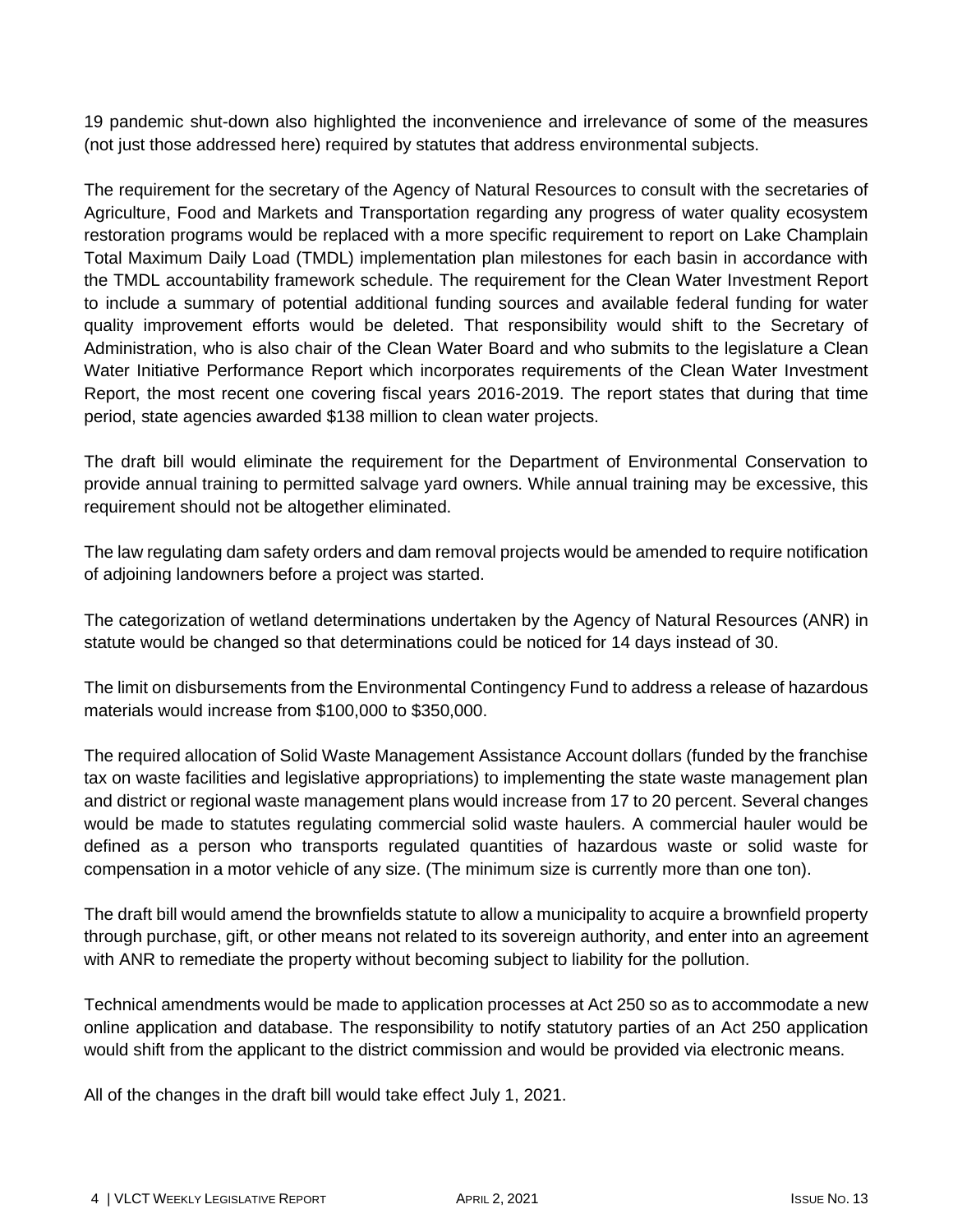19 pandemic shut-down also highlighted the inconvenience and irrelevance of some of the measures (not just those addressed here) required by statutes that address environmental subjects.

The requirement for the secretary of the Agency of Natural Resources to consult with the secretaries of Agriculture, Food and Markets and Transportation regarding any progress of water quality ecosystem restoration programs would be replaced with a more specific requirement to report on Lake Champlain Total Maximum Daily Load (TMDL) implementation plan milestones for each basin in accordance with the TMDL accountability framework schedule. The requirement for the Clean Water Investment Report to include a summary of potential additional funding sources and available federal funding for water quality improvement efforts would be deleted. That responsibility would shift to the Secretary of Administration, who is also chair of the Clean Water Board and who submits to the legislature a Clean Water Initiative Performance Report which incorporates requirements of the Clean Water Investment Report, the most recent one covering fiscal years 2016-2019. The report states that during that time period, state agencies awarded $138 million to clean water projects.

The draft bill would eliminate the requirement for the Department of Environmental Conservation to provide annual training to permitted salvage yard owners. While annual training may be excessive, this requirement should not be altogether eliminated.

The law regulating dam safety orders and dam removal projects would be amended to require notification of adjoining landowners before a project was started.

The categorization of wetland determinations undertaken by the Agency of Natural Resources (ANR) in statute would be changed so that determinations could be noticed for 14 days instead of 30.

The limit on disbursements from the Environmental Contingency Fund to address a release of hazardous materials would increase from $100,000 to $350,000.

The required allocation of Solid Waste Management Assistance Account dollars (funded by the franchise tax on waste facilities and legislative appropriations) to implementing the state waste management plan and district or regional waste management plans would increase from 17 to 20 percent. Several changes would be made to statutes regulating commercial solid waste haulers. A commercial hauler would be defined as a person who transports regulated quantities of hazardous waste or solid waste for compensation in a motor vehicle of any size. (The minimum size is currently more than one ton).

The draft bill would amend the brownfields statute to allow a municipality to acquire a brownfield property through purchase, gift, or other means not related to its sovereign authority, and enter into an agreement with ANR to remediate the property without becoming subject to liability for the pollution.

Technical amendments would be made to application processes at Act 250 so as to accommodate a new online application and database. The responsibility to notify statutory parties of an Act 250 application would shift from the applicant to the district commission and would be provided via electronic means.

All of the changes in the draft bill would take effect July 1, 2021.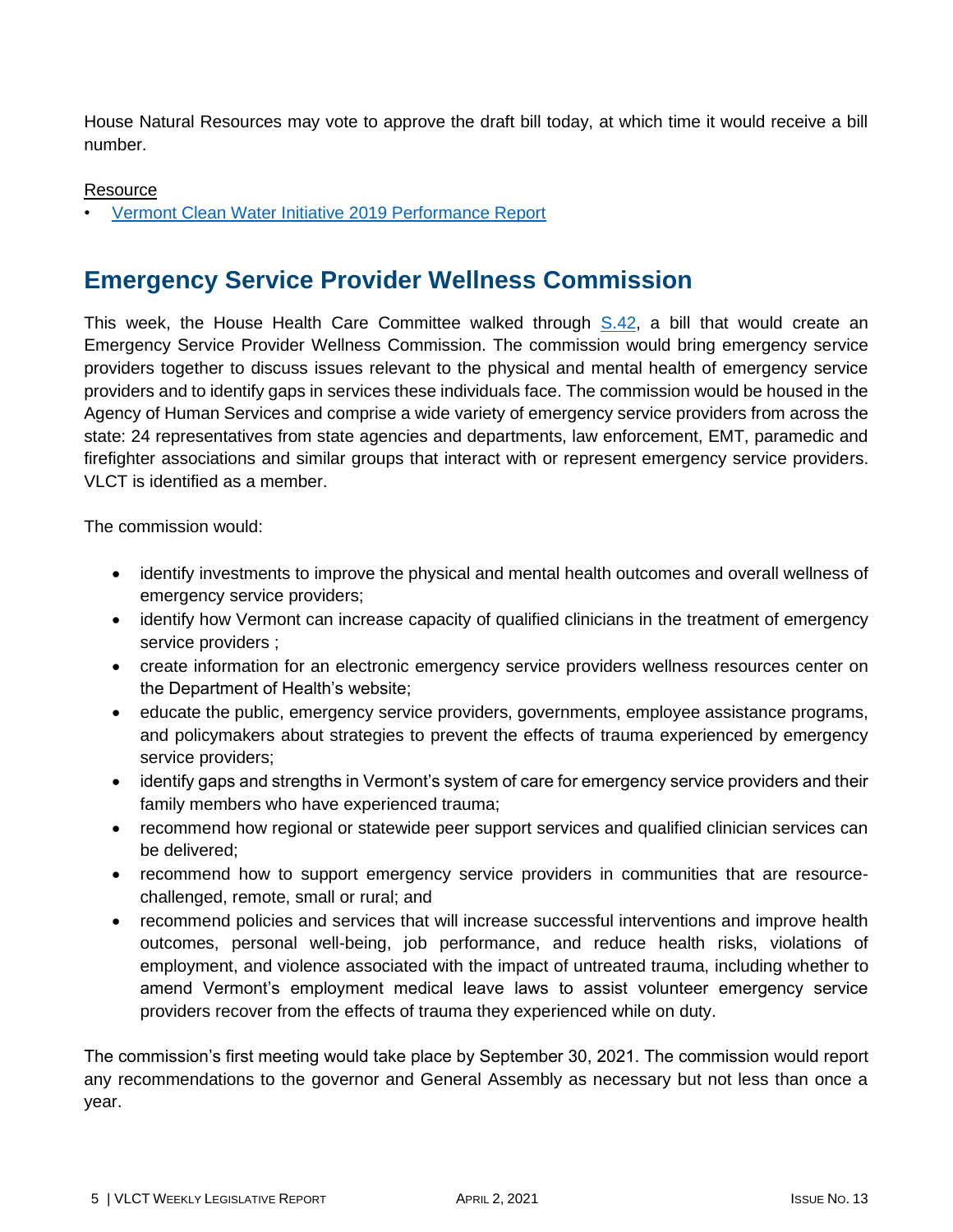House Natural Resources may vote to approve the draft bill today, at which time it would receive a bill number.

Resource

- Vermont Clean Water Initiative 2019 Performance Report

## Emergency Service Provider Wellness Commission

This week, the House Health Care Committee walked through S.42, a bill that would create an Emergency Service Provider Wellness Commission. The commission would bring emergency service providers together to discuss issues relevant to the physical and mental health of emergency service providers and to identify gaps in services these individuals face. The commission would be housed in the Agency of Human Services and comprise a wide variety of emergency service providers from across the state: 24 representatives from state agencies and departments, law enforcement, EMT, paramedic and firefighter associations and similar groups that interact with or represent emergency service providers. VLCT is identified as a member.

The commission would:

- identify investments to improve the physical and mental health outcomes and overall wellness of emergency service providers;
- identify how Vermont can increase capacity of qualified clinicians in the treatment of emergency service providers ;
- create information for an electronic emergency service providers wellness resources center on the Department of Health's website;
- educate the public, emergency service providers, governments, employee assistance programs, and policymakers about strategies to prevent the effects of trauma experienced by emergency service providers;
- identify gaps and strengths in Vermont's system of care for emergency service providers and their family members who have experienced trauma;
- recommend how regional or statewide peer support services and qualified clinician services can be delivered;
- recommend how to support emergency service providers in communities that are resource-challenged, remote, small or rural; and
- recommend policies and services that will increase successful interventions and improve health outcomes, personal well-being, job performance, and reduce health risks, violations of employment, and violence associated with the impact of untreated trauma, including whether to amend Vermont's employment medical leave laws to assist volunteer emergency service providers recover from the effects of trauma they experienced while on duty.

The commission's first meeting would take place by September 30, 2021. The commission would report any recommendations to the governor and General Assembly as necessary but not less than once a year.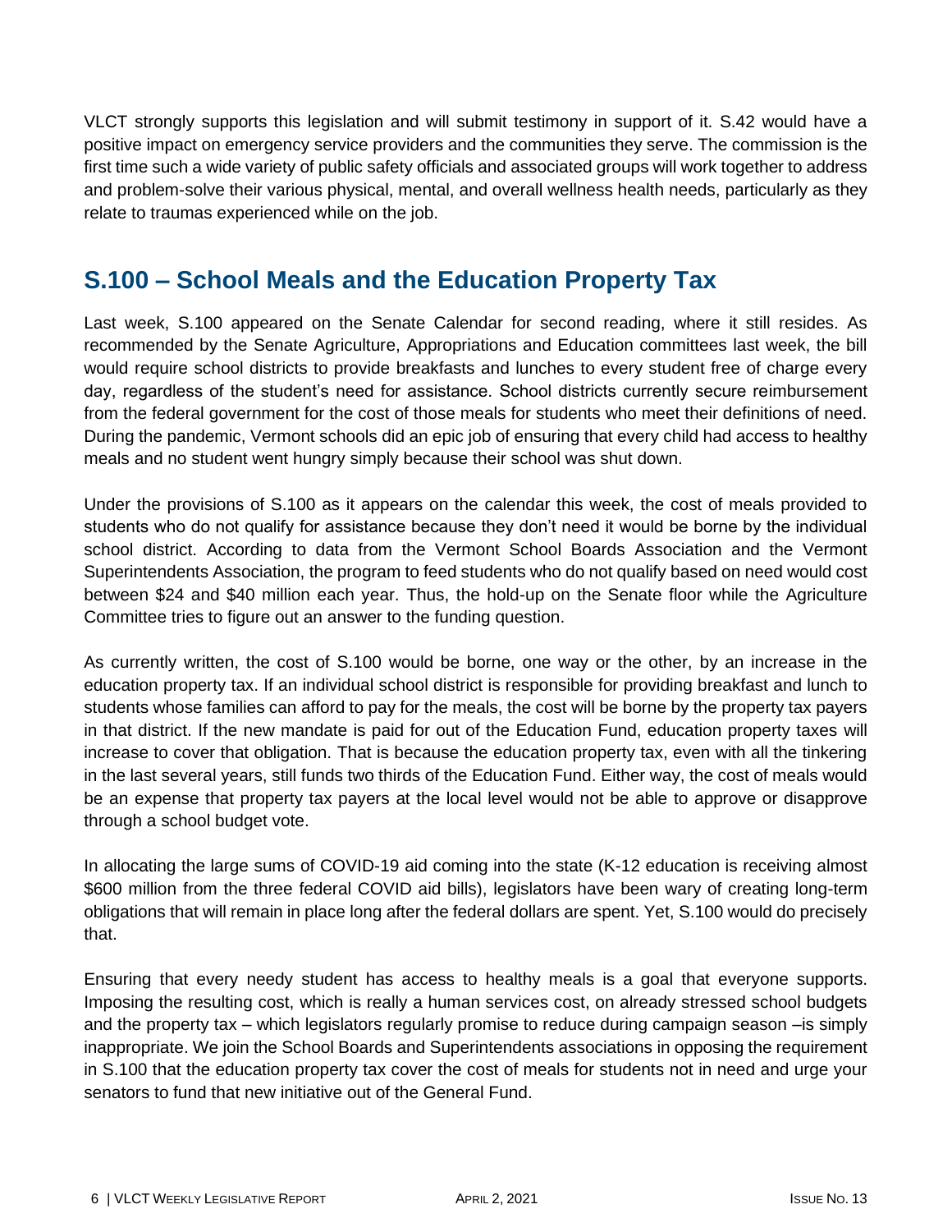VLCT strongly supports this legislation and will submit testimony in support of it. S.42 would have a positive impact on emergency service providers and the communities they serve. The commission is the first time such a wide variety of public safety officials and associated groups will work together to address and problem-solve their various physical, mental, and overall wellness health needs, particularly as they relate to traumas experienced while on the job.

## S.100 – School Meals and the Education Property Tax

Last week, S.100 appeared on the Senate Calendar for second reading, where it still resides. As recommended by the Senate Agriculture, Appropriations and Education committees last week, the bill would require school districts to provide breakfasts and lunches to every student free of charge every day, regardless of the student's need for assistance. School districts currently secure reimbursement from the federal government for the cost of those meals for students who meet their definitions of need. During the pandemic, Vermont schools did an epic job of ensuring that every child had access to healthy meals and no student went hungry simply because their school was shut down.

Under the provisions of S.100 as it appears on the calendar this week, the cost of meals provided to students who do not qualify for assistance because they don't need it would be borne by the individual school district. According to data from the Vermont School Boards Association and the Vermont Superintendents Association, the program to feed students who do not qualify based on need would cost between $24 and $40 million each year. Thus, the hold-up on the Senate floor while the Agriculture Committee tries to figure out an answer to the funding question.

As currently written, the cost of S.100 would be borne, one way or the other, by an increase in the education property tax. If an individual school district is responsible for providing breakfast and lunch to students whose families can afford to pay for the meals, the cost will be borne by the property tax payers in that district. If the new mandate is paid for out of the Education Fund, education property taxes will increase to cover that obligation. That is because the education property tax, even with all the tinkering in the last several years, still funds two thirds of the Education Fund. Either way, the cost of meals would be an expense that property tax payers at the local level would not be able to approve or disapprove through a school budget vote.

In allocating the large sums of COVID-19 aid coming into the state (K-12 education is receiving almost $600 million from the three federal COVID aid bills), legislators have been wary of creating long-term obligations that will remain in place long after the federal dollars are spent. Yet, S.100 would do precisely that.

Ensuring that every needy student has access to healthy meals is a goal that everyone supports. Imposing the resulting cost, which is really a human services cost, on already stressed school budgets and the property tax – which legislators regularly promise to reduce during campaign season –is simply inappropriate. We join the School Boards and Superintendents associations in opposing the requirement in S.100 that the education property tax cover the cost of meals for students not in need and urge your senators to fund that new initiative out of the General Fund.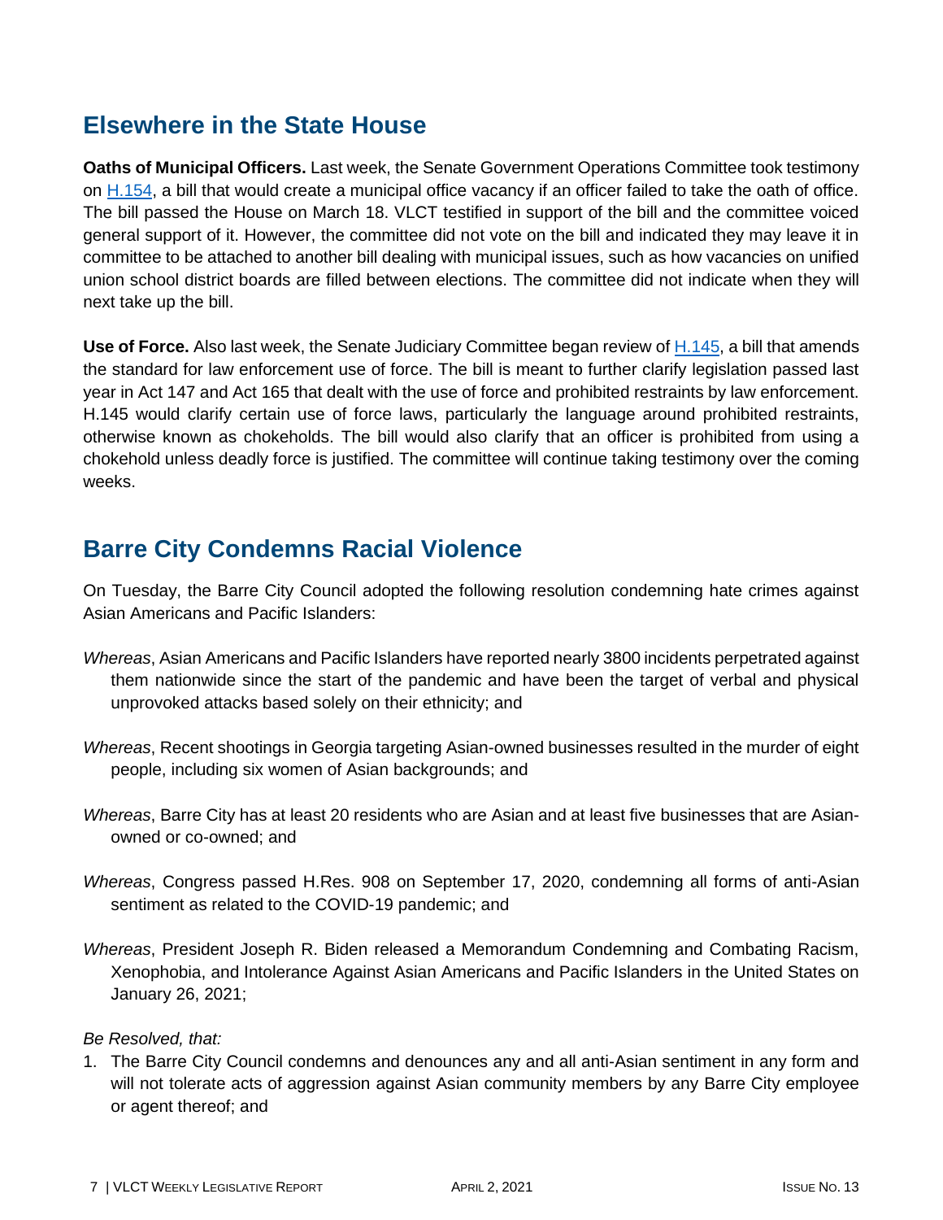## Elsewhere in the State House

**Oaths of Municipal Officers.** Last week, the Senate Government Operations Committee took testimony on H.154, a bill that would create a municipal office vacancy if an officer failed to take the oath of office. The bill passed the House on March 18. VLCT testified in support of the bill and the committee voiced general support of it. However, the committee did not vote on the bill and indicated they may leave it in committee to be attached to another bill dealing with municipal issues, such as how vacancies on unified union school district boards are filled between elections. The committee did not indicate when they will next take up the bill.

**Use of Force.** Also last week, the Senate Judiciary Committee began review of H.145, a bill that amends the standard for law enforcement use of force. The bill is meant to further clarify legislation passed last year in Act 147 and Act 165 that dealt with the use of force and prohibited restraints by law enforcement. H.145 would clarify certain use of force laws, particularly the language around prohibited restraints, otherwise known as chokeholds. The bill would also clarify that an officer is prohibited from using a chokehold unless deadly force is justified. The committee will continue taking testimony over the coming weeks.

## Barre City Condemns Racial Violence

On Tuesday, the Barre City Council adopted the following resolution condemning hate crimes against Asian Americans and Pacific Islanders:

*Whereas*, Asian Americans and Pacific Islanders have reported nearly 3800 incidents perpetrated against them nationwide since the start of the pandemic and have been the target of verbal and physical unprovoked attacks based solely on their ethnicity; and

*Whereas*, Recent shootings in Georgia targeting Asian-owned businesses resulted in the murder of eight people, including six women of Asian backgrounds; and

*Whereas*, Barre City has at least 20 residents who are Asian and at least five businesses that are Asian-owned or co-owned; and

*Whereas*, Congress passed H.Res. 908 on September 17, 2020, condemning all forms of anti-Asian sentiment as related to the COVID-19 pandemic; and

*Whereas*, President Joseph R. Biden released a Memorandum Condemning and Combating Racism, Xenophobia, and Intolerance Against Asian Americans and Pacific Islanders in the United States on January 26, 2021;

*Be Resolved, that:*

1. The Barre City Council condemns and denounces any and all anti-Asian sentiment in any form and will not tolerate acts of aggression against Asian community members by any Barre City employee or agent thereof; and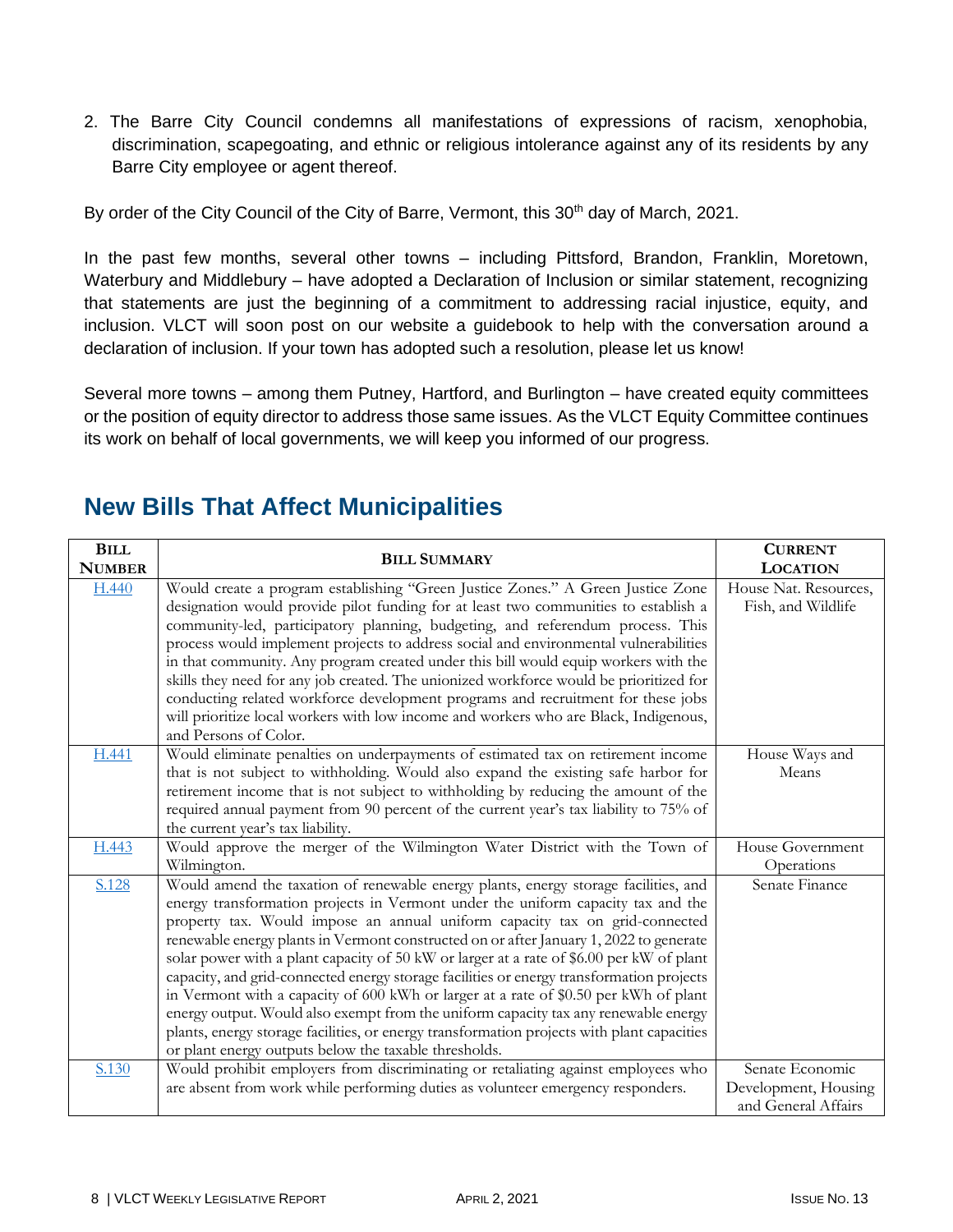2. The Barre City Council condemns all manifestations of expressions of racism, xenophobia, discrimination, scapegoating, and ethnic or religious intolerance against any of its residents by any Barre City employee or agent thereof.

By order of the City Council of the City of Barre, Vermont, this 30th day of March, 2021.

In the past few months, several other towns – including Pittsford, Brandon, Franklin, Moretown, Waterbury and Middlebury – have adopted a Declaration of Inclusion or similar statement, recognizing that statements are just the beginning of a commitment to addressing racial injustice, equity, and inclusion. VLCT will soon post on our website a guidebook to help with the conversation around a declaration of inclusion. If your town has adopted such a resolution, please let us know!

Several more towns – among them Putney, Hartford, and Burlington – have created equity committees or the position of equity director to address those same issues. As the VLCT Equity Committee continues its work on behalf of local governments, we will keep you informed of our progress.

## New Bills That Affect Municipalities

| Bill Number | Bill Summary | Current Location |
|---|---|---|
| H.440 | Would create a program establishing "Green Justice Zones." A Green Justice Zone designation would provide pilot funding for at least two communities to establish a community-led, participatory planning, budgeting, and referendum process. This process would implement projects to address social and environmental vulnerabilities in that community. Any program created under this bill would equip workers with the skills they need for any job created. The unionized workforce would be prioritized for conducting related workforce development programs and recruitment for these jobs will prioritize local workers with low income and workers who are Black, Indigenous, and Persons of Color. | House Nat. Resources, Fish, and Wildlife |
| H.441 | Would eliminate penalties on underpayments of estimated tax on retirement income that is not subject to withholding. Would also expand the existing safe harbor for retirement income that is not subject to withholding by reducing the amount of the required annual payment from 90 percent of the current year's tax liability to 75% of the current year's tax liability. | House Ways and Means |
| H.443 | Would approve the merger of the Wilmington Water District with the Town of Wilmington. | House Government Operations |
| S.128 | Would amend the taxation of renewable energy plants, energy storage facilities, and energy transformation projects in Vermont under the uniform capacity tax and the property tax. Would impose an annual uniform capacity tax on grid-connected renewable energy plants in Vermont constructed on or after January 1, 2022 to generate solar power with a plant capacity of 50 kW or larger at a rate of $6.00 per kW of plant capacity, and grid-connected energy storage facilities or energy transformation projects in Vermont with a capacity of 600 kWh or larger at a rate of $0.50 per kWh of plant energy output. Would also exempt from the uniform capacity tax any renewable energy plants, energy storage facilities, or energy transformation projects with plant capacities or plant energy outputs below the taxable thresholds. | Senate Finance |
| S.130 | Would prohibit employers from discriminating or retaliating against employees who are absent from work while performing duties as volunteer emergency responders. | Senate Economic Development, Housing and General Affairs |